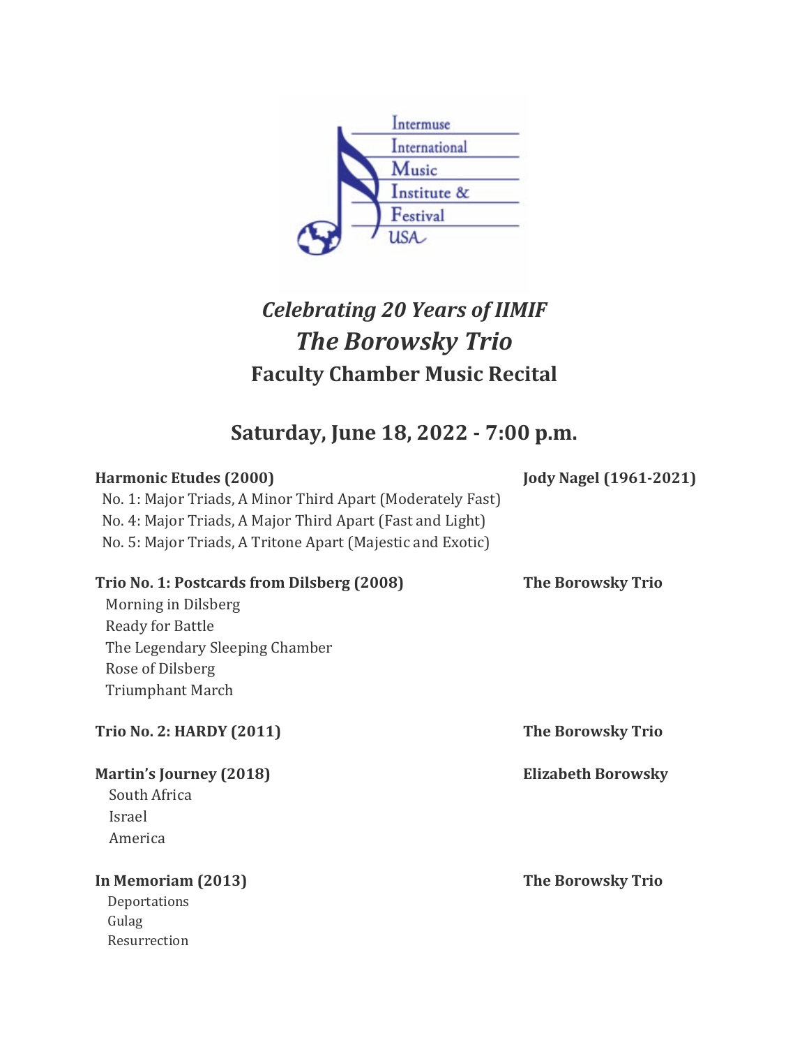Intermuse International Music Institute & Festival USA

*Celebrating 20 Years of IIMIF*

# *The Borowsky Trio*

## Faculty Chamber Music Recital

## Saturday, June 18, 2022 - 7:00 p.m.

**Harmonic Etudes (2000)** — **Jody Nagel (1961-2021)**

No. 1: Major Triads, A Minor Third Apart (Moderately Fast)
No. 4: Major Triads, A Major Third Apart (Fast and Light)
No. 5: Major Triads, A Tritone Apart (Majestic and Exotic)

**Trio No. 1: Postcards from Dilsberg (2008)** — **The Borowsky Trio**

Morning in Dilsberg
Ready for Battle
The Legendary Sleeping Chamber
Rose of Dilsberg
Triumphant March

**Trio No. 2: HARDY (2011)** — **The Borowsky Trio**

**Martin's Journey (2018)** — **Elizabeth Borowsky**

South Africa
Israel
America

**In Memoriam (2013)** — **The Borowsky Trio**

Deportations
Gulag
Resurrection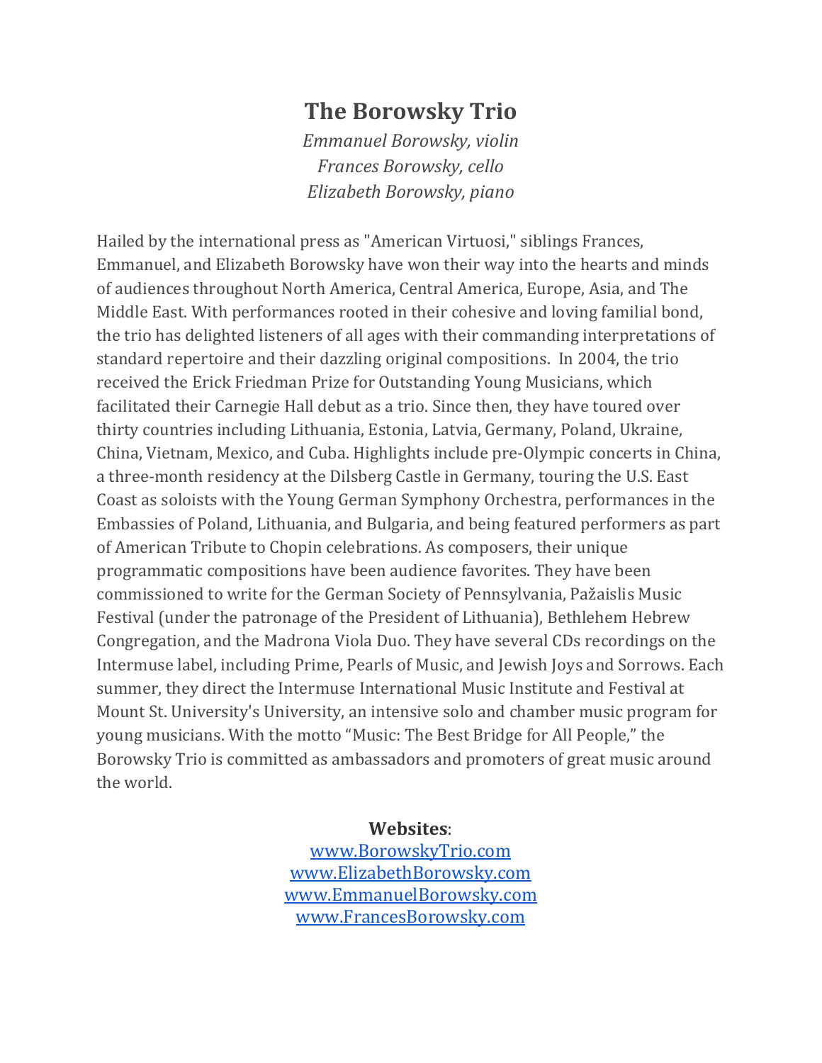# The Borowsky Trio

*Emmanuel Borowsky, violin*
*Frances Borowsky, cello*
*Elizabeth Borowsky, piano*

Hailed by the international press as "American Virtuosi," siblings Frances, Emmanuel, and Elizabeth Borowsky have won their way into the hearts and minds of audiences throughout North America, Central America, Europe, Asia, and The Middle East. With performances rooted in their cohesive and loving familial bond, the trio has delighted listeners of all ages with their commanding interpretations of standard repertoire and their dazzling original compositions. In 2004, the trio received the Erick Friedman Prize for Outstanding Young Musicians, which facilitated their Carnegie Hall debut as a trio. Since then, they have toured over thirty countries including Lithuania, Estonia, Latvia, Germany, Poland, Ukraine, China, Vietnam, Mexico, and Cuba. Highlights include pre-Olympic concerts in China, a three-month residency at the Dilsberg Castle in Germany, touring the U.S. East Coast as soloists with the Young German Symphony Orchestra, performances in the Embassies of Poland, Lithuania, and Bulgaria, and being featured performers as part of American Tribute to Chopin celebrations. As composers, their unique programmatic compositions have been audience favorites. They have been commissioned to write for the German Society of Pennsylvania, Pažaislis Music Festival (under the patronage of the President of Lithuania), Bethlehem Hebrew Congregation, and the Madrona Viola Duo. They have several CDs recordings on the Intermuse label, including Prime, Pearls of Music, and Jewish Joys and Sorrows. Each summer, they direct the Intermuse International Music Institute and Festival at Mount St. University's University, an intensive solo and chamber music program for young musicians. With the motto "Music: The Best Bridge for All People," the Borowsky Trio is committed as ambassadors and promoters of great music around the world.

**Websites**:

www.BorowskyTrio.com
www.ElizabethBorowsky.com
www.EmmanuelBorowsky.com
www.FrancesBorowsky.com